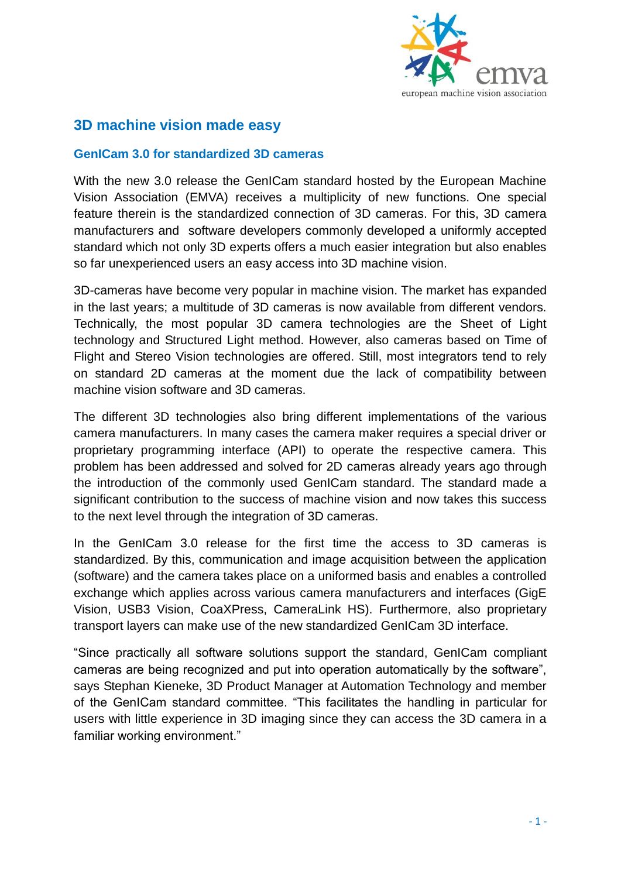# 3D machine vision made easy

## GenICam 3.0 for standardized 3D cameras

With the new 3.0 release the GenICam standard hosted by the European Machine Vision Association (EMVA) receives a multiplicity of new functions. One special feature therein is the standardized connection of 3D cameras. For this, 3D camera manufacturers and software developers commonly developed a uniformly accepted standard which not only 3D experts offers a much easier integration but also enables so far unexperienced users an easy access into 3D machine vision.

3D-cameras have become very popular in machine vision. The market has expanded in the last years; a multitude of 3D cameras is now available from different vendors. Technically, the most popular 3D camera technologies are the Sheet of Light technology and Structured Light method. However, also cameras based on Time of Flight and Stereo Vision technologies are offered. Still, most integrators tend to rely on standard 2D cameras at the moment due the lack of compatibility between machine vision software and 3D cameras.

The different 3D technologies also bring different implementations of the various camera manufacturers. In many cases the camera maker requires a special driver or proprietary programming interface (API) to operate the respective camera. This problem has been addressed and solved for 2D cameras already years ago through the introduction of the commonly used GenICam standard. The standard made a significant contribution to the success of machine vision and now takes this success to the next level through the integration of 3D cameras.

In the GenICam 3.0 release for the first time the access to 3D cameras is standardized. By this, communication and image acquisition between the application (software) and the camera takes place on a uniformed basis and enables a controlled exchange which applies across various camera manufacturers and interfaces (GigE Vision, USB3 Vision, CoaXPress, CameraLink HS). Furthermore, also proprietary transport layers can make use of the new standardized GenICam 3D interface.

“Since practically all software solutions support the standard, GenICam compliant cameras are being recognized and put into operation automatically by the software”, says Stephan Kieneke, 3D Product Manager at Automation Technology and member of the GenICam standard committee. “This facilitates the handling in particular for users with little experience in 3D imaging since they can access the 3D camera in a familiar working environment.”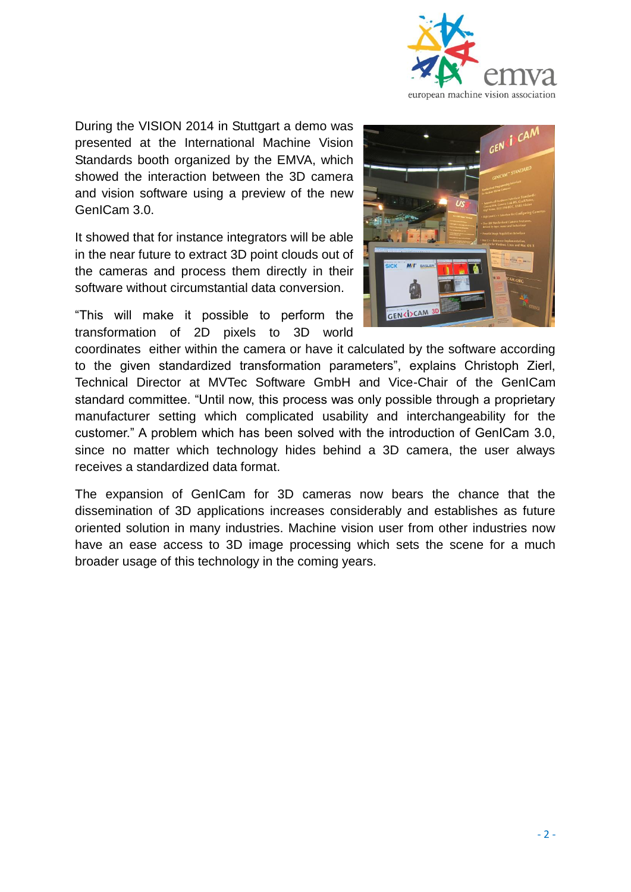During the VISION 2014 in Stuttgart a demo was presented at the International Machine Vision Standards booth organized by the EMVA, which showed the interaction between the 3D camera and vision software using a preview of the new GenICam 3.0.

It showed that for instance integrators will be able in the near future to extract 3D point clouds out of the cameras and process them directly in their software without circumstantial data conversion.

"This will make it possible to perform the transformation of 2D pixels to 3D world coordinates either within the camera or have it calculated by the software according to the given standardized transformation parameters", explains Christoph Zierl, Technical Director at MVTec Software GmbH and Vice-Chair of the GenICam standard committee. "Until now, this process was only possible through a proprietary manufacturer setting which complicated usability and interchangeability for the customer." A problem which has been solved with the introduction of GenICam 3.0, since no matter which technology hides behind a 3D camera, the user always receives a standardized data format.

The expansion of GenICam for 3D cameras now bears the chance that the dissemination of 3D applications increases considerably and establishes as future oriented solution in many industries. Machine vision user from other industries now have an ease access to 3D image processing which sets the scene for a much broader usage of this technology in the coming years.